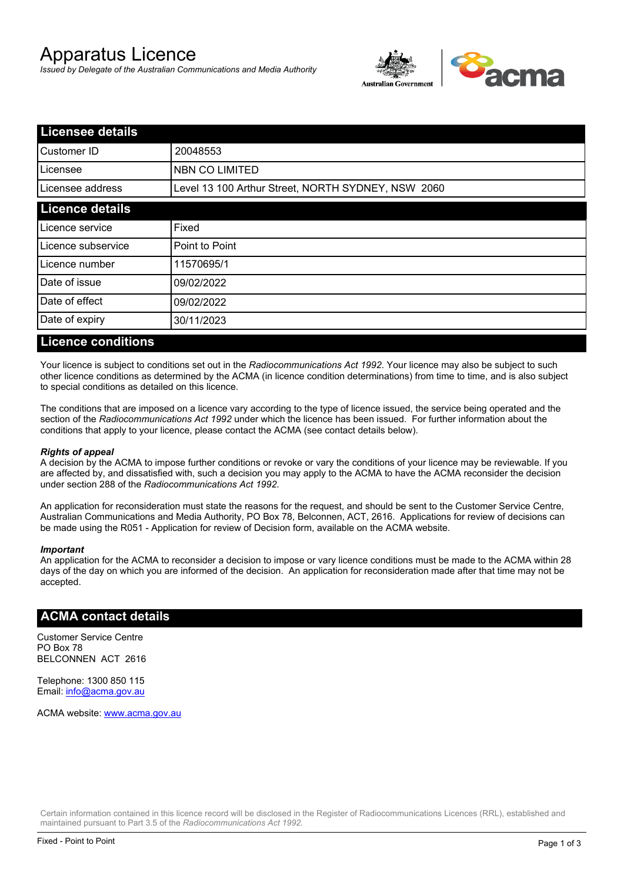# Apparatus Licence

*Issued by Delegate of the Australian Communications and Media Authority*

## Licensee details

| | |
|---|---|
| Customer ID | 20048553 |
| Licensee | NBN CO LIMITED |
| Licensee address | Level 13 100 Arthur Street, NORTH SYDNEY, NSW 2060 |

## Licence details

| | |
|---|---|
| Licence service | Fixed |
| Licence subservice | Point to Point |
| Licence number | 11570695/1 |
| Date of issue | 09/02/2022 |
| Date of effect | 09/02/2022 |
| Date of expiry | 30/11/2023 |

## Licence conditions

Your licence is subject to conditions set out in the *Radiocommunications Act 1992*. Your licence may also be subject to such other licence conditions as determined by the ACMA (in licence condition determinations) from time to time, and is also subject to special conditions as detailed on this licence.

The conditions that are imposed on a licence vary according to the type of licence issued, the service being operated and the section of the *Radiocommunications Act 1992* under which the licence has been issued. For further information about the conditions that apply to your licence, please contact the ACMA (see contact details below).

***Rights of appeal***

A decision by the ACMA to impose further conditions or revoke or vary the conditions of your licence may be reviewable. If you are affected by, and dissatisfied with, such a decision you may apply to the ACMA to have the ACMA reconsider the decision under section 288 of the *Radiocommunications Act 1992*.

An application for reconsideration must state the reasons for the request, and should be sent to the Customer Service Centre, Australian Communications and Media Authority, PO Box 78, Belconnen, ACT, 2616. Applications for review of decisions can be made using the R051 - Application for review of Decision form, available on the ACMA website.

***Important***

An application for the ACMA to reconsider a decision to impose or vary licence conditions must be made to the ACMA within 28 days of the day on which you are informed of the decision. An application for reconsideration made after that time may not be accepted.

## ACMA contact details

Customer Service Centre
PO Box 78
BELCONNEN ACT 2616

Telephone: 1300 850 115
Email: info@acma.gov.au

ACMA website: www.acma.gov.au

Certain information contained in this licence record will be disclosed in the Register of Radiocommunications Licences (RRL), established and maintained pursuant to Part 3.5 of the *Radiocommunications Act 1992.*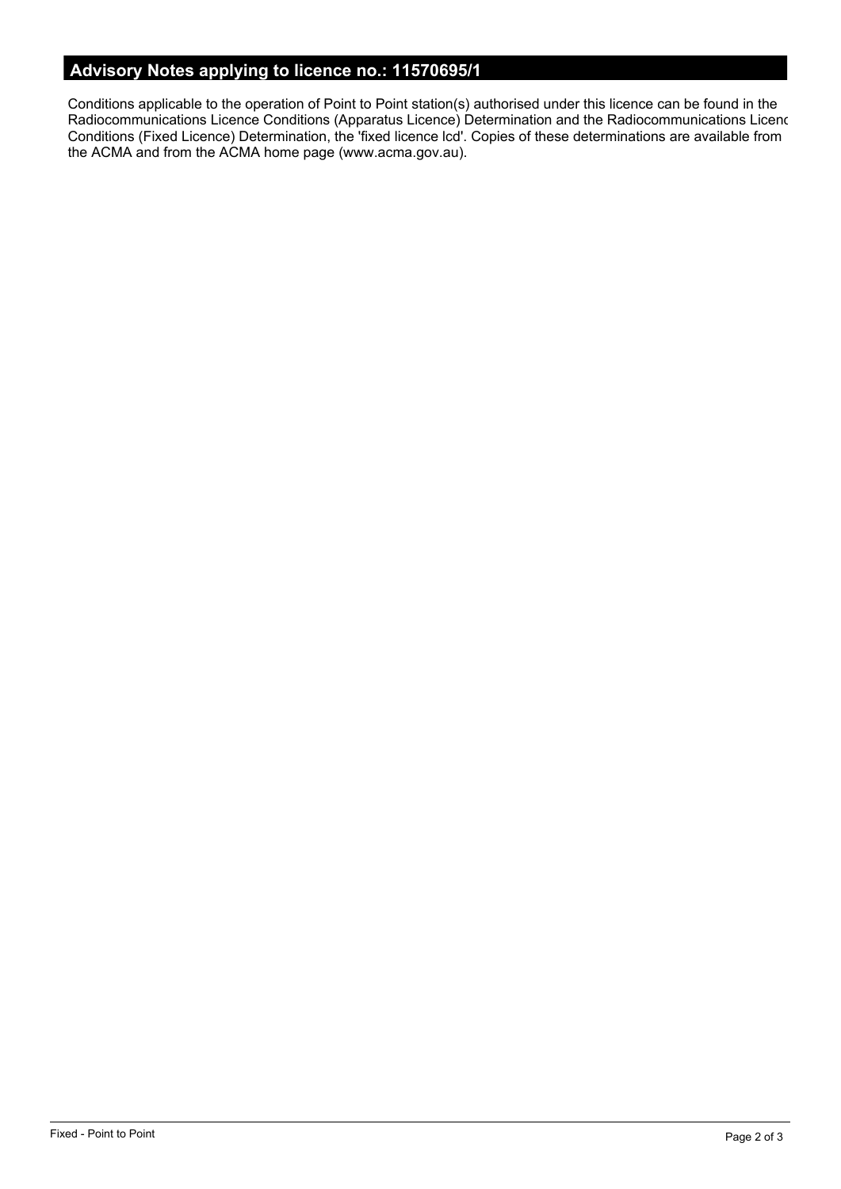## Advisory Notes applying to licence no.: 11570695/1

Conditions applicable to the operation of Point to Point station(s) authorised under this licence can be found in the Radiocommunications Licence Conditions (Apparatus Licence) Determination and the Radiocommunications Licenc Conditions (Fixed Licence) Determination, the 'fixed licence lcd'. Copies of these determinations are available from the ACMA and from the ACMA home page (www.acma.gov.au).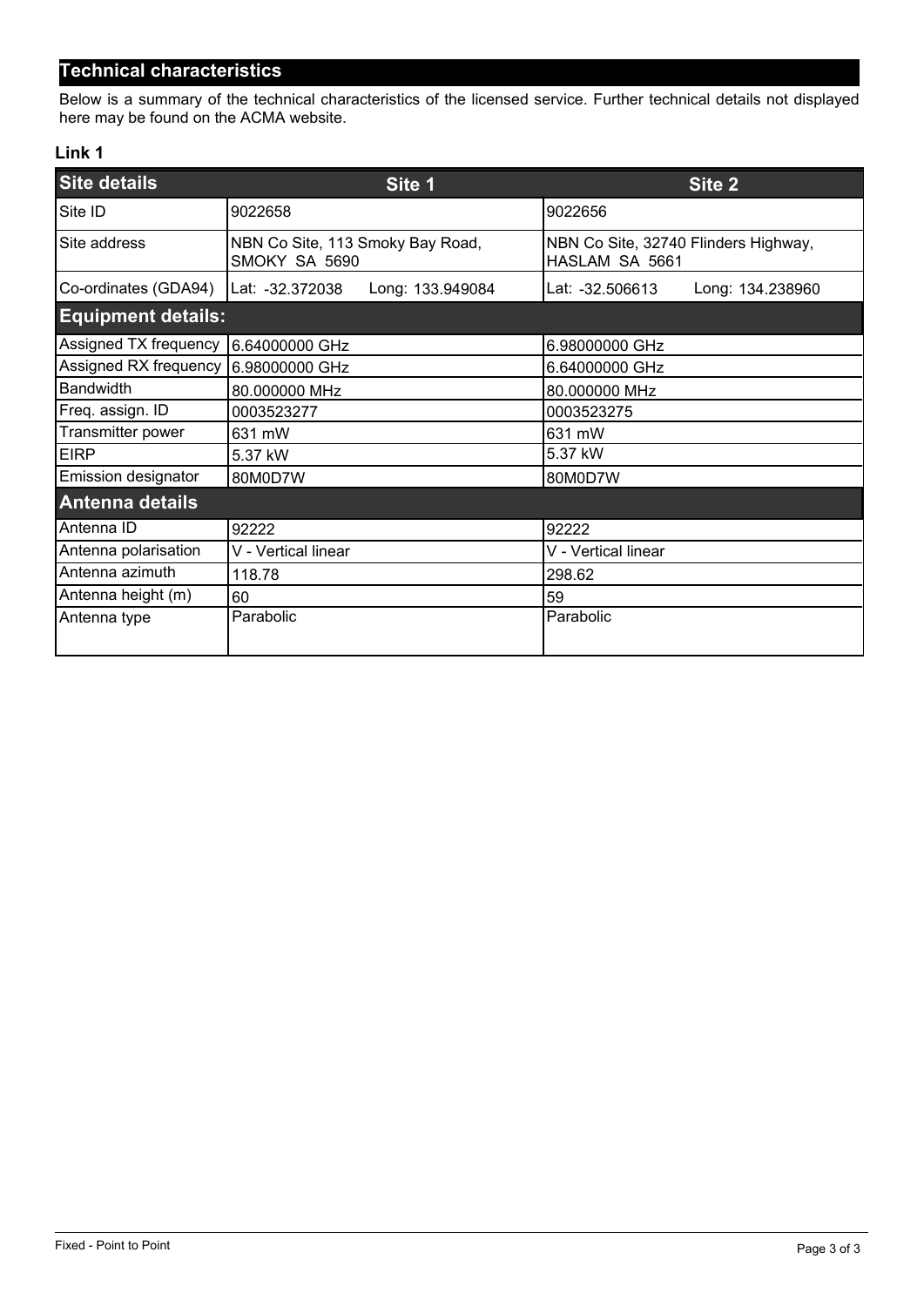## Technical characteristics

Below is a summary of the technical characteristics of the licensed service. Further technical details not displayed here may be found on the ACMA website.

**Link 1**

| Site details | Site 1 | Site 2 |
|---|---|---|
| Site ID | 9022658 | 9022656 |
| Site address | NBN Co Site, 113 Smoky Bay Road, SMOKY SA 5690 | NBN Co Site, 32740 Flinders Highway, HASLAM SA 5661 |
| Co-ordinates (GDA94) | Lat: -32.372038 Long: 133.949084 | Lat: -32.506613 Long: 134.238960 |
| **Equipment details:** | | |
| Assigned TX frequency | 6.64000000 GHz | 6.98000000 GHz |
| Assigned RX frequency | 6.98000000 GHz | 6.64000000 GHz |
| Bandwidth | 80.000000 MHz | 80.000000 MHz |
| Freq. assign. ID | 0003523277 | 0003523275 |
| Transmitter power | 631 mW | 631 mW |
| EIRP | 5.37 kW | 5.37 kW |
| Emission designator | 80M0D7W | 80M0D7W |
| **Antenna details** | | |
| Antenna ID | 92222 | 92222 |
| Antenna polarisation | V - Vertical linear | V - Vertical linear |
| Antenna azimuth | 118.78 | 298.62 |
| Antenna height (m) | 60 | 59 |
| Antenna type | Parabolic | Parabolic |

Fixed - Point to Point